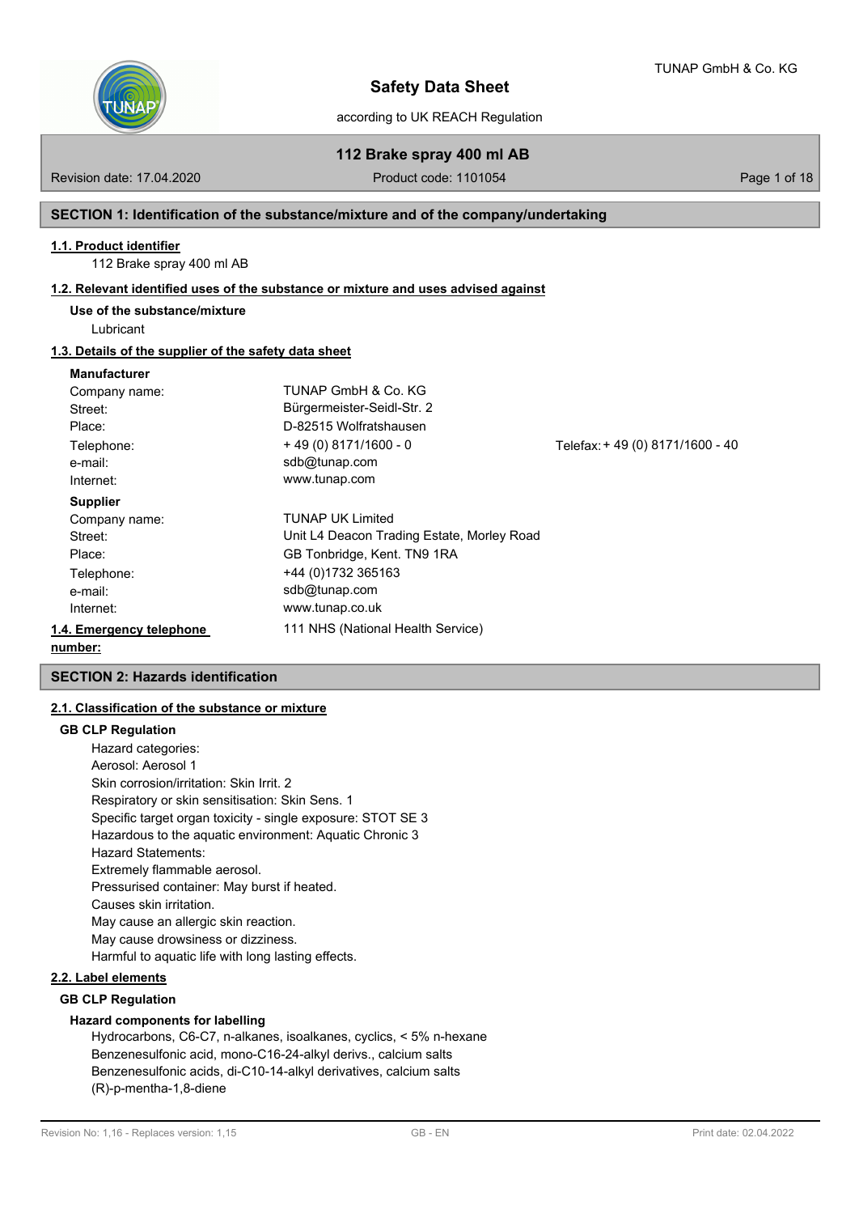# Safety Data Sheet

according to UK REACH Regulation

## 112 Brake spray 400 ml AB

Revision date: 17.04.2020 | Product code: 1101054

## SECTION 1: Identification of the substance/mixture and of the company/undertaking

### 1.1. Product identifier

112 Brake spray 400 ml AB

### 1.2. Relevant identified uses of the substance or mixture and uses advised against

**Use of the substance/mixture**

Lubricant

### 1.3. Details of the supplier of the safety data sheet

**Manufacturer**

| | | |
|---|---|---|
| Company name: | TUNAP GmbH & Co. KG | |
| Street: | Bürgermeister-Seidl-Str. 2 | |
| Place: | D-82515 Wolfratshausen | |
| Telephone: | + 49 (0) 8171/1600 - 0 | Telefax: + 49 (0) 8171/1600 - 40 |
| e-mail: | sdb@tunap.com | |
| Internet: | www.tunap.com | |

**Supplier**

| | |
|---|---|
| Company name: | TUNAP UK Limited |
| Street: | Unit L4 Deacon Trading Estate, Morley Road |
| Place: | GB Tonbridge, Kent. TN9 1RA |
| Telephone: | +44 (0)1732 365163 |
| e-mail: | sdb@tunap.com |
| Internet: | www.tunap.co.uk |

### 1.4. Emergency telephone number:

111 NHS (National Health Service)

## SECTION 2: Hazards identification

### 2.1. Classification of the substance or mixture

**GB CLP Regulation**

Hazard categories:
Aerosol: Aerosol 1
Skin corrosion/irritation: Skin Irrit. 2
Respiratory or skin sensitisation: Skin Sens. 1
Specific target organ toxicity - single exposure: STOT SE 3
Hazardous to the aquatic environment: Aquatic Chronic 3
Hazard Statements:
Extremely flammable aerosol.
Pressurised container: May burst if heated.
Causes skin irritation.
May cause an allergic skin reaction.
May cause drowsiness or dizziness.
Harmful to aquatic life with long lasting effects.

### 2.2. Label elements

**GB CLP Regulation**

**Hazard components for labelling**

Hydrocarbons, C6-C7, n-alkanes, isoalkanes, cyclics, < 5% n-hexane
Benzenesulfonic acid, mono-C16-24-alkyl derivs., calcium salts
Benzenesulfonic acids, di-C10-14-alkyl derivatives, calcium salts
(R)-p-mentha-1,8-diene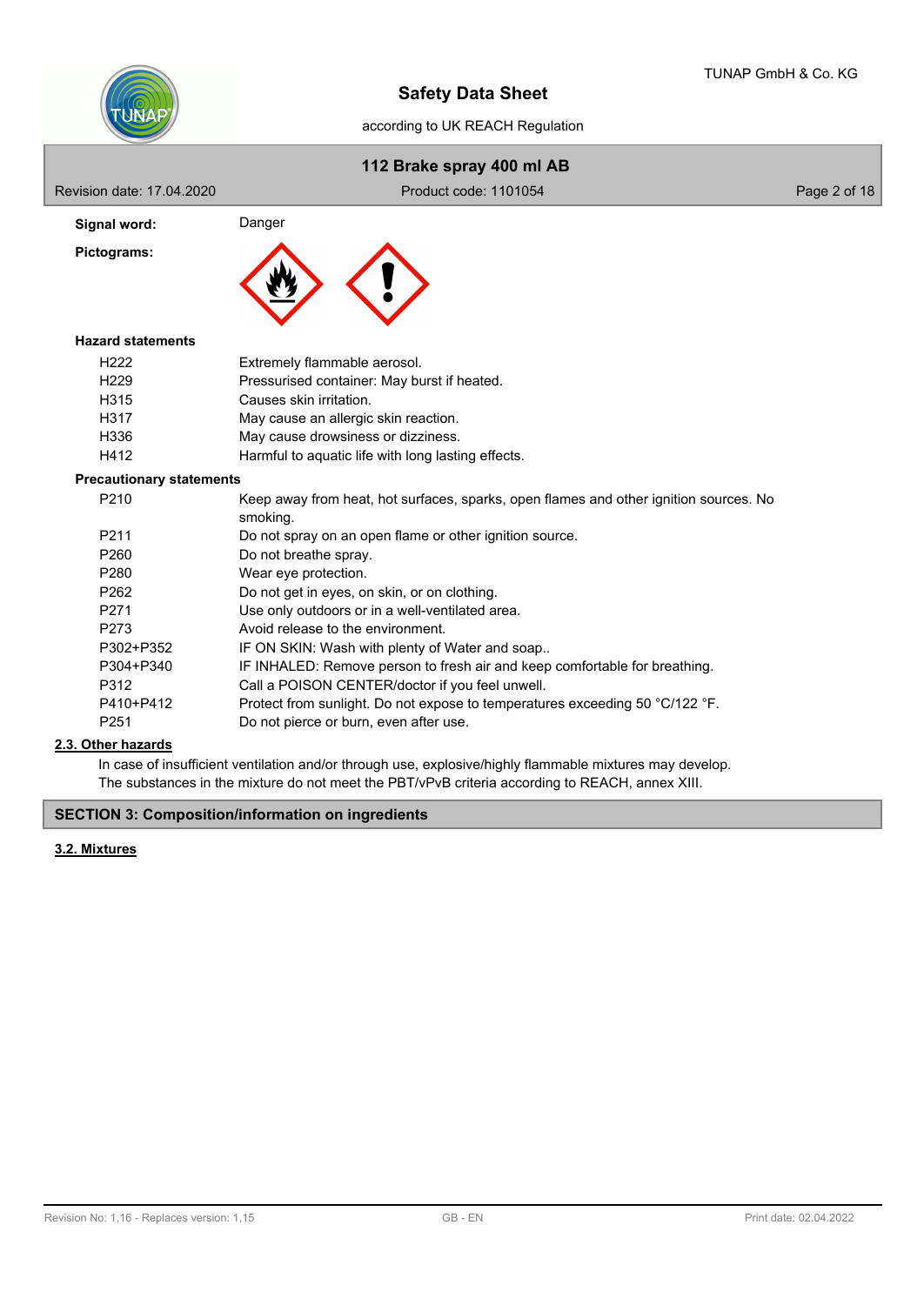**Signal word:** Danger

**Pictograms:**

### Hazard statements

| | |
|---|---|
| H222 | Extremely flammable aerosol. |
| H229 | Pressurised container: May burst if heated. |
| H315 | Causes skin irritation. |
| H317 | May cause an allergic skin reaction. |
| H336 | May cause drowsiness or dizziness. |
| H412 | Harmful to aquatic life with long lasting effects. |

### Precautionary statements

| | |
|---|---|
| P210 | Keep away from heat, hot surfaces, sparks, open flames and other ignition sources. No smoking. |
| P211 | Do not spray on an open flame or other ignition source. |
| P260 | Do not breathe spray. |
| P280 | Wear eye protection. |
| P262 | Do not get in eyes, on skin, or on clothing. |
| P271 | Use only outdoors or in a well-ventilated area. |
| P273 | Avoid release to the environment. |
| P302+P352 | IF ON SKIN: Wash with plenty of Water and soap.. |
| P304+P340 | IF INHALED: Remove person to fresh air and keep comfortable for breathing. |
| P312 | Call a POISON CENTER/doctor if you feel unwell. |
| P410+P412 | Protect from sunlight. Do not expose to temperatures exceeding 50 °C/122 °F. |
| P251 | Do not pierce or burn, even after use. |

## 2.3. Other hazards

In case of insufficient ventilation and/or through use, explosive/highly flammable mixtures may develop.
The substances in the mixture do not meet the PBT/vPvB criteria according to REACH, annex XIII.

## SECTION 3: Composition/information on ingredients

## 3.2. Mixtures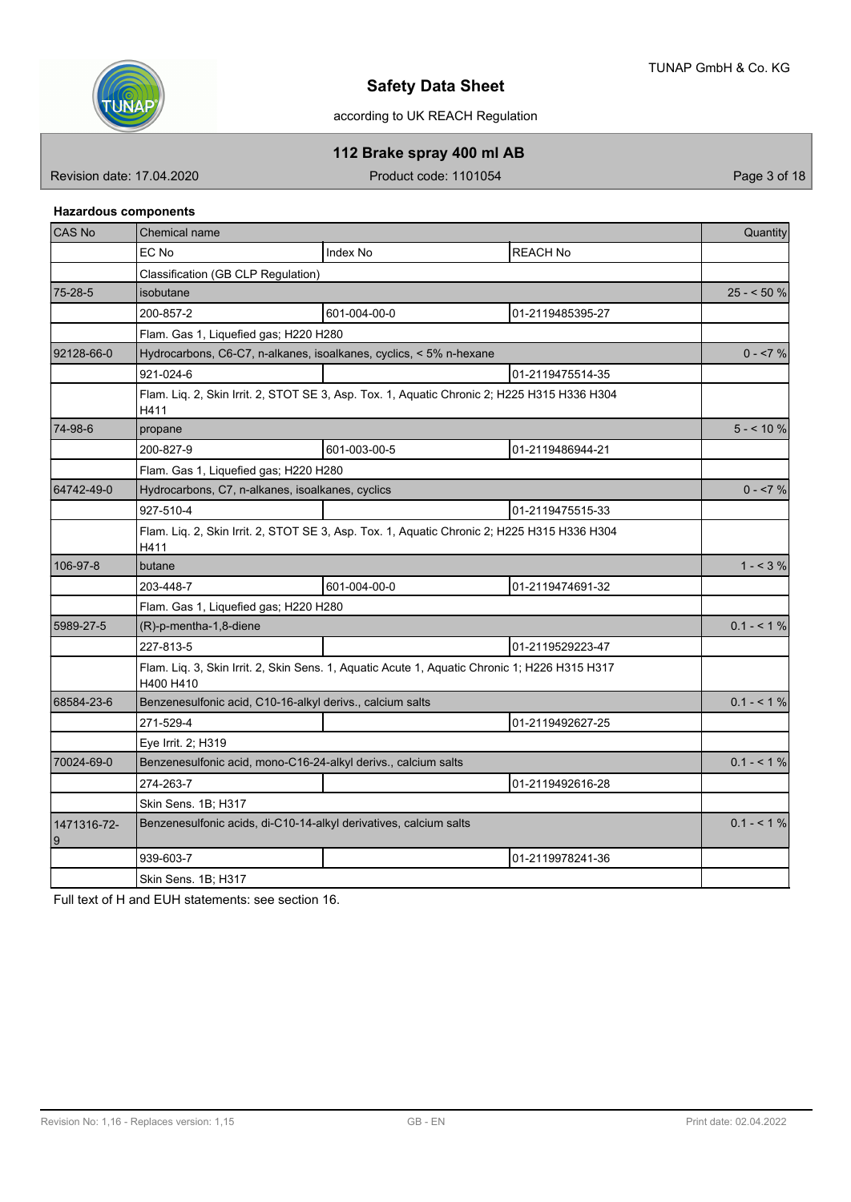**Hazardous components**

| CAS No | Chemical name | | | Quantity |
|---|---|---|---|---|
| | EC No | Index No | REACH No | |
| | Classification (GB CLP Regulation) | | | |
| 75-28-5 | isobutane | | | 25 - < 50 % |
| | 200-857-2 | 601-004-00-0 | 01-2119485395-27 | |
| | Flam. Gas 1, Liquefied gas; H220 H280 | | | |
| 92128-66-0 | Hydrocarbons, C6-C7, n-alkanes, isoalkanes, cyclics, < 5% n-hexane | | | 0 - <7 % |
| | 921-024-6 | | 01-2119475514-35 | |
| | Flam. Liq. 2, Skin Irrit. 2, STOT SE 3, Asp. Tox. 1, Aquatic Chronic 2; H225 H315 H336 H304 H411 | | | |
| 74-98-6 | propane | | | 5 - < 10 % |
| | 200-827-9 | 601-003-00-5 | 01-2119486944-21 | |
| | Flam. Gas 1, Liquefied gas; H220 H280 | | | |
| 64742-49-0 | Hydrocarbons, C7, n-alkanes, isoalkanes, cyclics | | | 0 - <7 % |
| | 927-510-4 | | 01-2119475515-33 | |
| | Flam. Liq. 2, Skin Irrit. 2, STOT SE 3, Asp. Tox. 1, Aquatic Chronic 2; H225 H315 H336 H304 H411 | | | |
| 106-97-8 | butane | | | 1 - < 3 % |
| | 203-448-7 | 601-004-00-0 | 01-2119474691-32 | |
| | Flam. Gas 1, Liquefied gas; H220 H280 | | | |
| 5989-27-5 | (R)-p-mentha-1,8-diene | | | 0.1 - < 1 % |
| | 227-813-5 | | 01-2119529223-47 | |
| | Flam. Liq. 3, Skin Irrit. 2, Skin Sens. 1, Aquatic Acute 1, Aquatic Chronic 1; H226 H315 H317 H400 H410 | | | |
| 68584-23-6 | Benzenesulfonic acid, C10-16-alkyl derivs., calcium salts | | | 0.1 - < 1 % |
| | 271-529-4 | | 01-2119492627-25 | |
| | Eye Irrit. 2; H319 | | | |
| 70024-69-0 | Benzenesulfonic acid, mono-C16-24-alkyl derivs., calcium salts | | | 0.1 - < 1 % |
| | 274-263-7 | | 01-2119492616-28 | |
| | Skin Sens. 1B; H317 | | | |
| 1471316-72-9 | Benzenesulfonic acids, di-C10-14-alkyl derivatives, calcium salts | | | 0.1 - < 1 % |
| | 939-603-7 | | 01-2119978241-36 | |
| | Skin Sens. 1B; H317 | | | |

Full text of H and EUH statements: see section 16.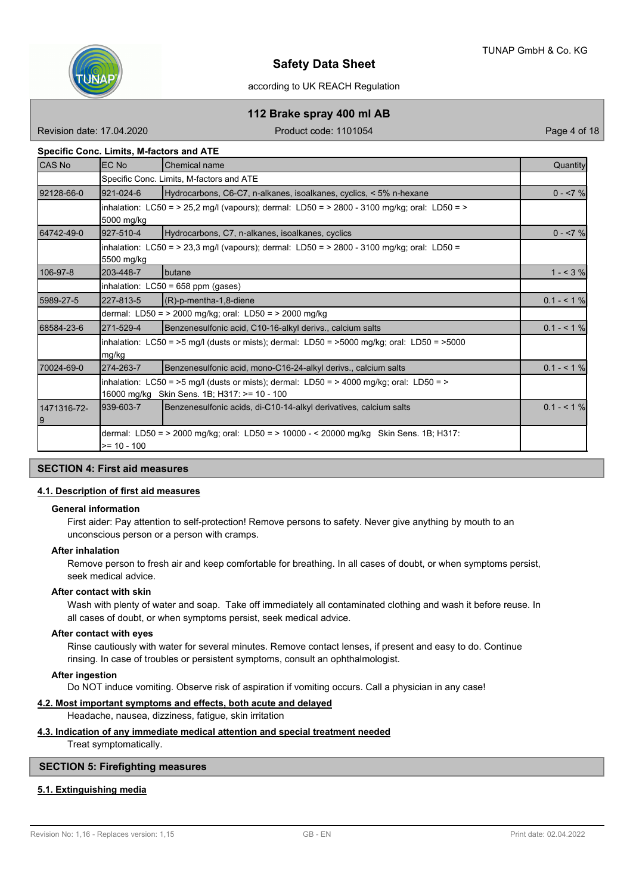**Specific Conc. Limits, M-factors and ATE**

| CAS No | EC No | Chemical name | Quantity |
|---|---|---|---|
| | Specific Conc. Limits, M-factors and ATE | | |
| 92128-66-0 | 921-024-6 | Hydrocarbons, C6-C7, n-alkanes, isoalkanes, cyclics, < 5% n-hexane | 0 - <7 % |
| | inhalation: LC50 = > 25,2 mg/l (vapours); dermal: LD50 = > 2800 - 3100 mg/kg; oral: LD50 = > 5000 mg/kg | | |
| 64742-49-0 | 927-510-4 | Hydrocarbons, C7, n-alkanes, isoalkanes, cyclics | 0 - <7 % |
| | inhalation: LC50 = > 23,3 mg/l (vapours); dermal: LD50 = > 2800 - 3100 mg/kg; oral: LD50 = 5500 mg/kg | | |
| 106-97-8 | 203-448-7 | butane | 1 - < 3 % |
| | inhalation: LC50 = 658 ppm (gases) | | |
| 5989-27-5 | 227-813-5 | (R)-p-mentha-1,8-diene | 0.1 - < 1 % |
| | dermal: LD50 = > 2000 mg/kg; oral: LD50 = > 2000 mg/kg | | |
| 68584-23-6 | 271-529-4 | Benzenesulfonic acid, C10-16-alkyl derivs., calcium salts | 0.1 - < 1 % |
| | inhalation: LC50 = >5 mg/l (dusts or mists); dermal: LD50 = >5000 mg/kg; oral: LD50 = >5000 mg/kg | | |
| 70024-69-0 | 274-263-7 | Benzenesulfonic acid, mono-C16-24-alkyl derivs., calcium salts | 0.1 - < 1 % |
| | inhalation: LC50 = >5 mg/l (dusts or mists); dermal: LD50 = > 4000 mg/kg; oral: LD50 = > 16000 mg/kg Skin Sens. 1B; H317: >= 10 - 100 | | |
| 1471316-72-9 | 939-603-7 | Benzenesulfonic acids, di-C10-14-alkyl derivatives, calcium salts | 0.1 - < 1 % |
| | dermal: LD50 = > 2000 mg/kg; oral: LD50 = > 10000 - < 20000 mg/kg Skin Sens. 1B; H317: >= 10 - 100 | | |

## SECTION 4: First aid measures

### 4.1. Description of first aid measures

**General information**

First aider: Pay attention to self-protection! Remove persons to safety. Never give anything by mouth to an unconscious person or a person with cramps.

**After inhalation**

Remove person to fresh air and keep comfortable for breathing. In all cases of doubt, or when symptoms persist, seek medical advice.

**After contact with skin**

Wash with plenty of water and soap. Take off immediately all contaminated clothing and wash it before reuse. In all cases of doubt, or when symptoms persist, seek medical advice.

**After contact with eyes**

Rinse cautiously with water for several minutes. Remove contact lenses, if present and easy to do. Continue rinsing. In case of troubles or persistent symptoms, consult an ophthalmologist.

**After ingestion**

Do NOT induce vomiting. Observe risk of aspiration if vomiting occurs. Call a physician in any case!

### 4.2. Most important symptoms and effects, both acute and delayed

Headache, nausea, dizziness, fatigue, skin irritation

### 4.3. Indication of any immediate medical attention and special treatment needed

Treat symptomatically.

## SECTION 5: Firefighting measures

### 5.1. Extinguishing media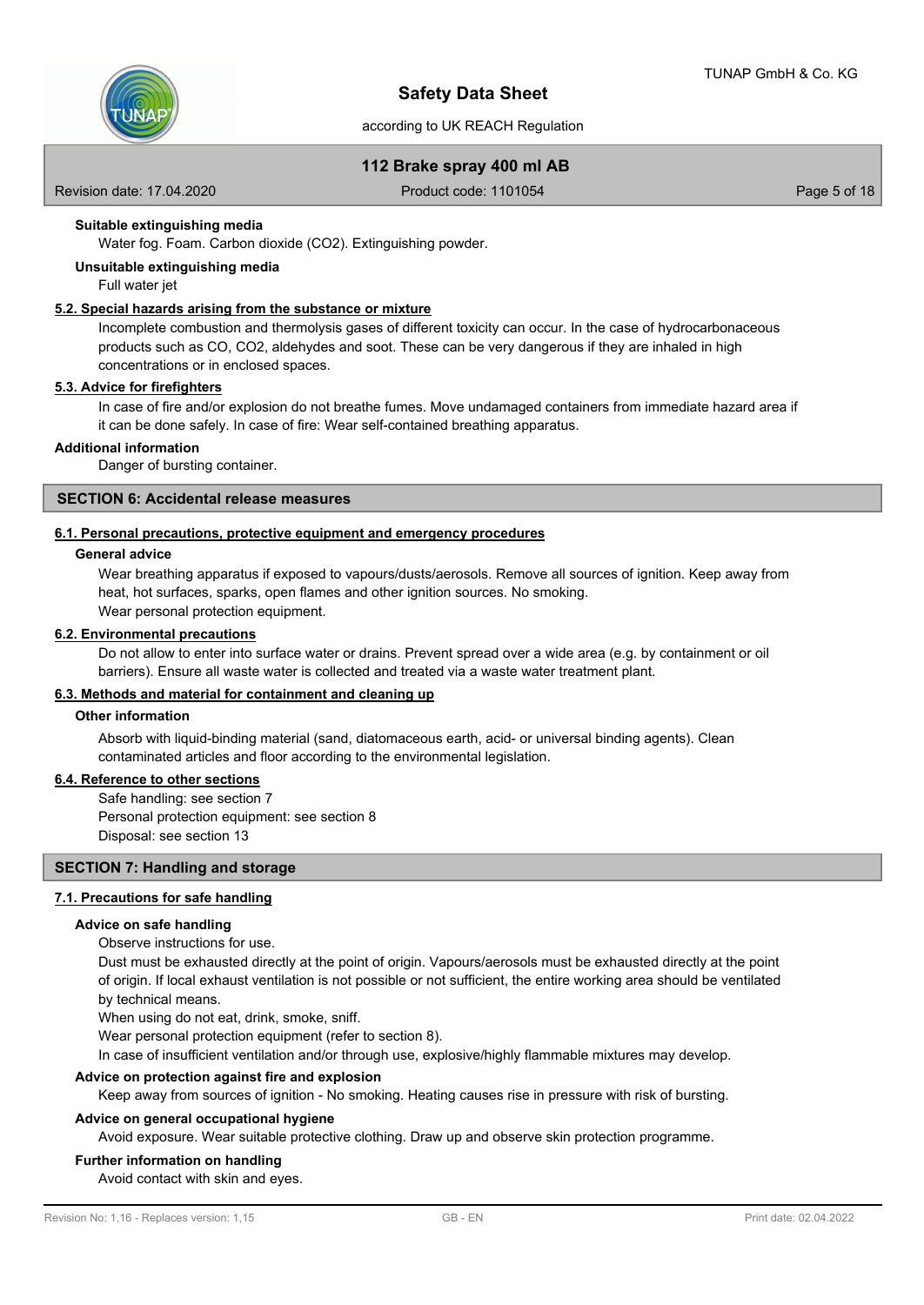**Suitable extinguishing media**

Water fog. Foam. Carbon dioxide ($CO_2$). Extinguishing powder.

**Unsuitable extinguishing media**

Full water jet

### 5.2. Special hazards arising from the substance or mixture

Incomplete combustion and thermolysis gases of different toxicity can occur. In the case of hydrocarbonaceous products such as CO, $CO_2$, aldehydes and soot. These can be very dangerous if they are inhaled in high concentrations or in enclosed spaces.

### 5.3. Advice for firefighters

In case of fire and/or explosion do not breathe fumes. Move undamaged containers from immediate hazard area if it can be done safely. In case of fire: Wear self-contained breathing apparatus.

**Additional information**

Danger of bursting container.

## SECTION 6: Accidental release measures

### 6.1. Personal precautions, protective equipment and emergency procedures

**General advice**

Wear breathing apparatus if exposed to vapours/dusts/aerosols. Remove all sources of ignition. Keep away from heat, hot surfaces, sparks, open flames and other ignition sources. No smoking.
Wear personal protection equipment.

### 6.2. Environmental precautions

Do not allow to enter into surface water or drains. Prevent spread over a wide area (e.g. by containment or oil barriers). Ensure all waste water is collected and treated via a waste water treatment plant.

### 6.3. Methods and material for containment and cleaning up

**Other information**

Absorb with liquid-binding material (sand, diatomaceous earth, acid- or universal binding agents). Clean contaminated articles and floor according to the environmental legislation.

### 6.4. Reference to other sections

Safe handling: see section 7
Personal protection equipment: see section 8
Disposal: see section 13

## SECTION 7: Handling and storage

### 7.1. Precautions for safe handling

**Advice on safe handling**

Observe instructions for use.
Dust must be exhausted directly at the point of origin. Vapours/aerosols must be exhausted directly at the point of origin. If local exhaust ventilation is not possible or not sufficient, the entire working area should be ventilated by technical means.
When using do not eat, drink, smoke, sniff.
Wear personal protection equipment (refer to section 8).
In case of insufficient ventilation and/or through use, explosive/highly flammable mixtures may develop.

**Advice on protection against fire and explosion**

Keep away from sources of ignition - No smoking. Heating causes rise in pressure with risk of bursting.

**Advice on general occupational hygiene**

Avoid exposure. Wear suitable protective clothing. Draw up and observe skin protection programme.

**Further information on handling**

Avoid contact with skin and eyes.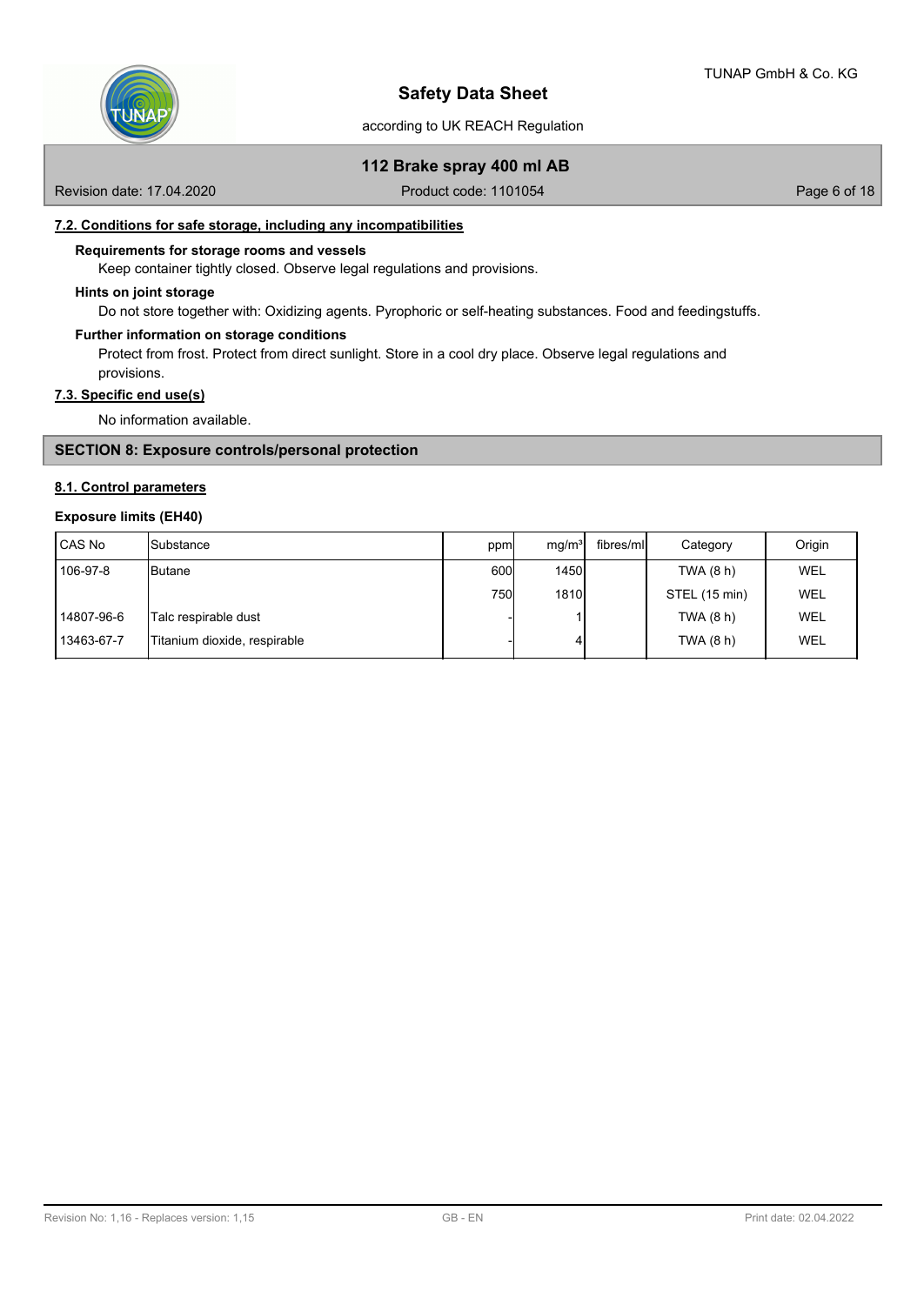### 7.2. Conditions for safe storage, including any incompatibilities

**Requirements for storage rooms and vessels**

Keep container tightly closed. Observe legal regulations and provisions.

**Hints on joint storage**

Do not store together with: Oxidizing agents. Pyrophoric or self-heating substances. Food and feedingstuffs.

**Further information on storage conditions**

Protect from frost. Protect from direct sunlight. Store in a cool dry place. Observe legal regulations and provisions.

### 7.3. Specific end use(s)

No information available.

## SECTION 8: Exposure controls/personal protection

### 8.1. Control parameters

**Exposure limits (EH40)**

| CAS No | Substance | ppm | mg/m³ | fibres/ml | Category | Origin |
|---|---|---|---|---|---|---|
| 106-97-8 | Butane | 600 | 1450 | | TWA (8 h) | WEL |
| | | 750 | 1810 | | STEL (15 min) | WEL |
| 14807-96-6 | Talc respirable dust | - | 1 | | TWA (8 h) | WEL |
| 13463-67-7 | Titanium dioxide, respirable | - | 4 | | TWA (8 h) | WEL |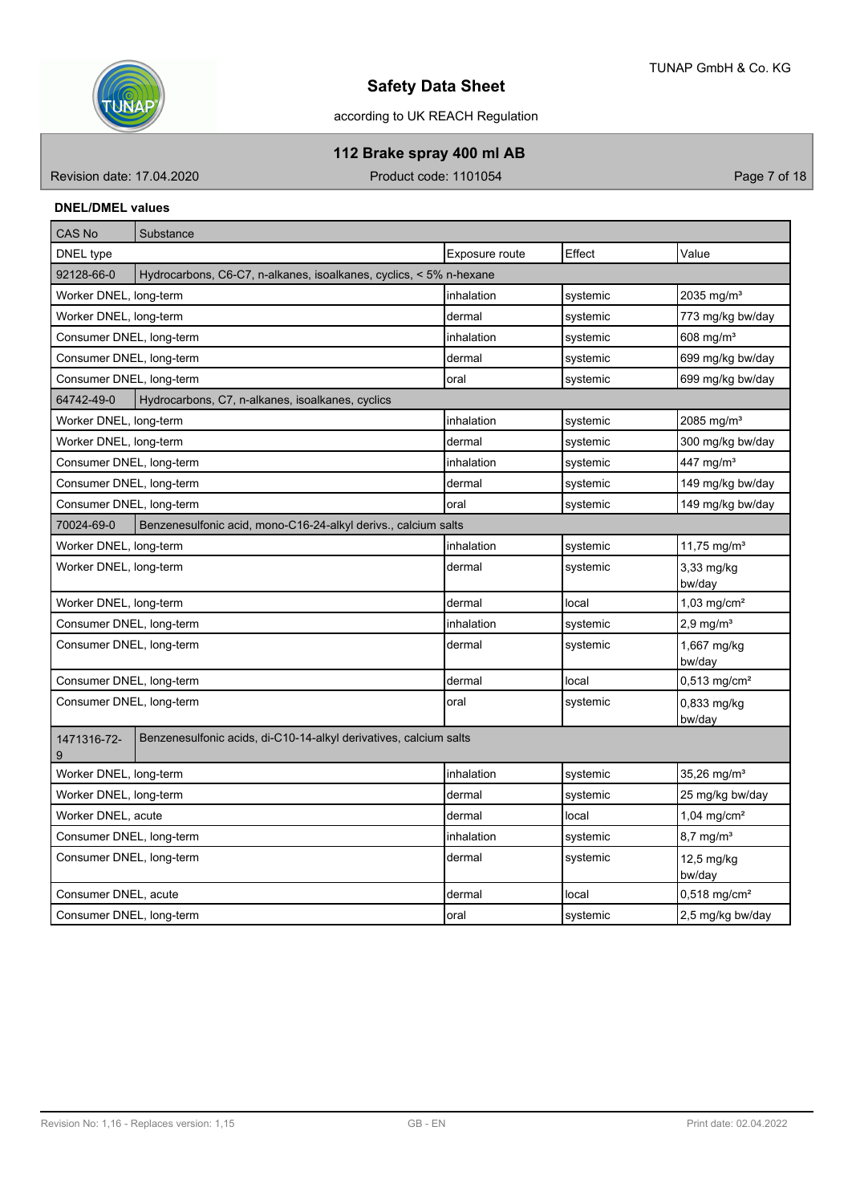**DNEL/DMEL values**

| CAS No | Substance | | | |
|---|---|---|---|---|
| DNEL type | | Exposure route | Effect | Value |
| 92128-66-0 | Hydrocarbons, C6-C7, n-alkanes, isoalkanes, cyclics, < 5% n-hexane | | | |
| Worker DNEL, long-term | | inhalation | systemic | 2035 mg/m³ |
| Worker DNEL, long-term | | dermal | systemic | 773 mg/kg bw/day |
| Consumer DNEL, long-term | | inhalation | systemic | 608 mg/m³ |
| Consumer DNEL, long-term | | dermal | systemic | 699 mg/kg bw/day |
| Consumer DNEL, long-term | | oral | systemic | 699 mg/kg bw/day |
| 64742-49-0 | Hydrocarbons, C7, n-alkanes, isoalkanes, cyclics | | | |
| Worker DNEL, long-term | | inhalation | systemic | 2085 mg/m³ |
| Worker DNEL, long-term | | dermal | systemic | 300 mg/kg bw/day |
| Consumer DNEL, long-term | | inhalation | systemic | 447 mg/m³ |
| Consumer DNEL, long-term | | dermal | systemic | 149 mg/kg bw/day |
| Consumer DNEL, long-term | | oral | systemic | 149 mg/kg bw/day |
| 70024-69-0 | Benzenesulfonic acid, mono-C16-24-alkyl derivs., calcium salts | | | |
| Worker DNEL, long-term | | inhalation | systemic | 11,75 mg/m³ |
| Worker DNEL, long-term | | dermal | systemic | 3,33 mg/kg bw/day |
| Worker DNEL, long-term | | dermal | local | 1,03 mg/cm² |
| Consumer DNEL, long-term | | inhalation | systemic | 2,9 mg/m³ |
| Consumer DNEL, long-term | | dermal | systemic | 1,667 mg/kg bw/day |
| Consumer DNEL, long-term | | dermal | local | 0,513 mg/cm² |
| Consumer DNEL, long-term | | oral | systemic | 0,833 mg/kg bw/day |
| 1471316-72-9 | Benzenesulfonic acids, di-C10-14-alkyl derivatives, calcium salts | | | |
| Worker DNEL, long-term | | inhalation | systemic | 35,26 mg/m³ |
| Worker DNEL, long-term | | dermal | systemic | 25 mg/kg bw/day |
| Worker DNEL, acute | | dermal | local | 1,04 mg/cm² |
| Consumer DNEL, long-term | | inhalation | systemic | 8,7 mg/m³ |
| Consumer DNEL, long-term | | dermal | systemic | 12,5 mg/kg bw/day |
| Consumer DNEL, acute | | dermal | local | 0,518 mg/cm² |
| Consumer DNEL, long-term | | oral | systemic | 2,5 mg/kg bw/day |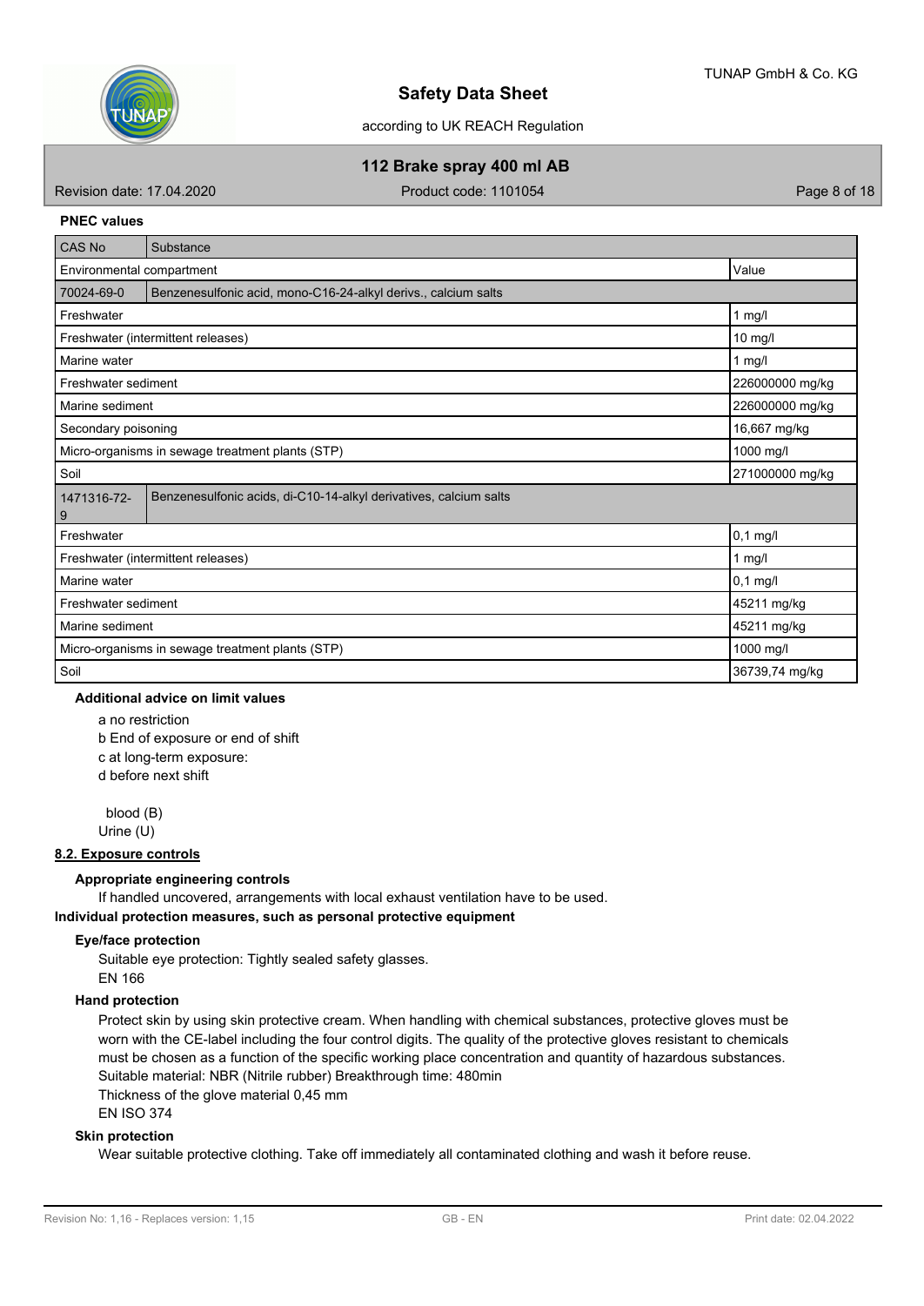**PNEC values**

| CAS No | Substance | |
|---|---|---|
| Environmental compartment | | Value |
| 70024-69-0 | Benzenesulfonic acid, mono-C16-24-alkyl derivs., calcium salts | |
| Freshwater | | 1 mg/l |
| Freshwater (intermittent releases) | | 10 mg/l |
| Marine water | | 1 mg/l |
| Freshwater sediment | | 226000000 mg/kg |
| Marine sediment | | 226000000 mg/kg |
| Secondary poisoning | | 16,667 mg/kg |
| Micro-organisms in sewage treatment plants (STP) | | 1000 mg/l |
| Soil | | 271000000 mg/kg |
| 1471316-72-9 | Benzenesulfonic acids, di-C10-14-alkyl derivatives, calcium salts | |
| Freshwater | | 0,1 mg/l |
| Freshwater (intermittent releases) | | 1 mg/l |
| Marine water | | 0,1 mg/l |
| Freshwater sediment | | 45211 mg/kg |
| Marine sediment | | 45211 mg/kg |
| Micro-organisms in sewage treatment plants (STP) | | 1000 mg/l |
| Soil | | 36739,74 mg/kg |

**Additional advice on limit values**

a no restriction
b End of exposure or end of shift
c at long-term exposure:
d before next shift

blood (B)
Urine (U)

## 8.2. Exposure controls

**Appropriate engineering controls**

If handled uncovered, arrangements with local exhaust ventilation have to be used.

**Individual protection measures, such as personal protective equipment**

**Eye/face protection**

Suitable eye protection: Tightly sealed safety glasses.
EN 166

**Hand protection**

Protect skin by using skin protective cream. When handling with chemical substances, protective gloves must be worn with the CE-label including the four control digits. The quality of the protective gloves resistant to chemicals must be chosen as a function of the specific working place concentration and quantity of hazardous substances.
Suitable material: NBR (Nitrile rubber) Breakthrough time: 480min
Thickness of the glove material 0,45 mm
EN ISO 374

**Skin protection**

Wear suitable protective clothing. Take off immediately all contaminated clothing and wash it before reuse.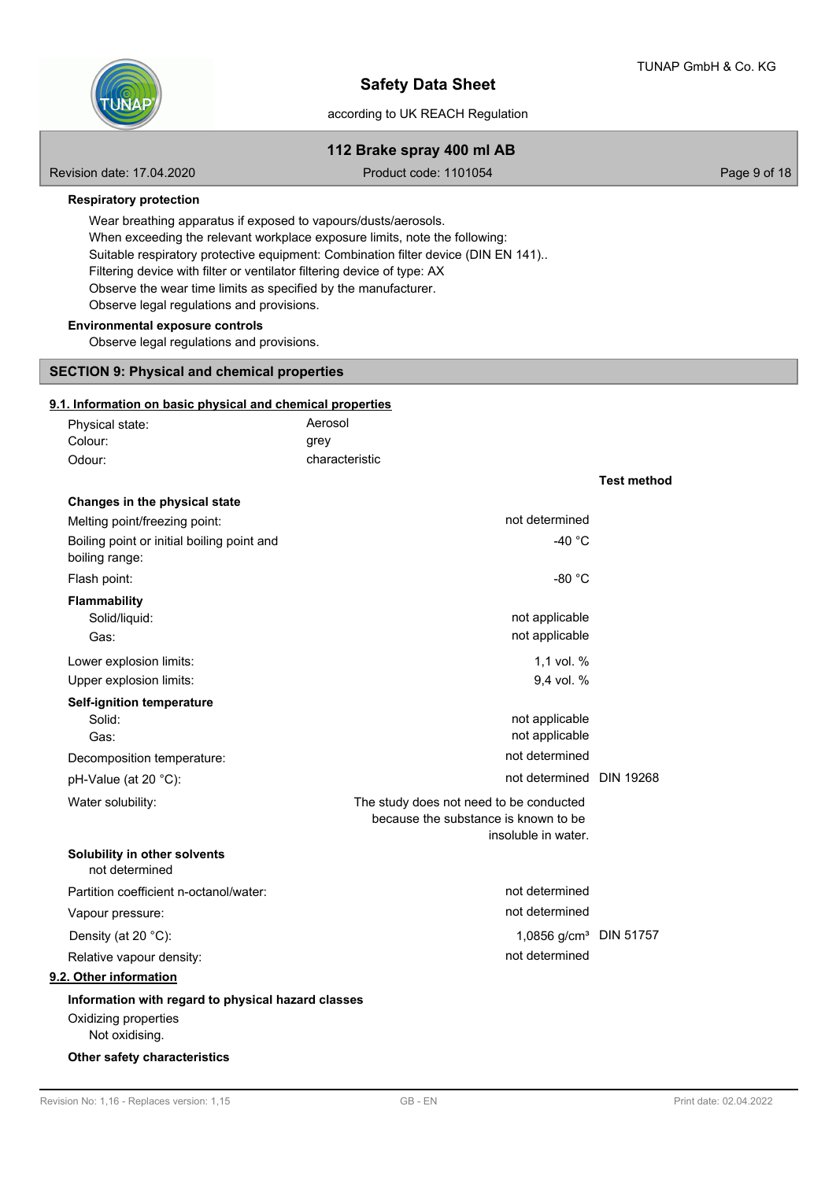**Respiratory protection**

Wear breathing apparatus if exposed to vapours/dusts/aerosols.
When exceeding the relevant workplace exposure limits, note the following:
Suitable respiratory protective equipment: Combination filter device (DIN EN 141)..
Filtering device with filter or ventilator filtering device of type: AX
Observe the wear time limits as specified by the manufacturer.
Observe legal regulations and provisions.

**Environmental exposure controls**

Observe legal regulations and provisions.

## SECTION 9: Physical and chemical properties

### 9.1. Information on basic physical and chemical properties

| | | |
|---|---|---|
| Physical state: | Aerosol | |
| Colour: | grey | |
| Odour: | characteristic | |
| | | **Test method** |
| **Changes in the physical state** | | |
| Melting point/freezing point: | not determined | |
| Boiling point or initial boiling point and boiling range: | -40 °C | |
| Flash point: | -80 °C | |
| **Flammability** | | |
| Solid/liquid: | not applicable | |
| Gas: | not applicable | |
| Lower explosion limits: | 1,1 vol. % | |
| Upper explosion limits: | 9,4 vol. % | |
| **Self-ignition temperature** | | |
| Solid: | not applicable | |
| Gas: | not applicable | |
| Decomposition temperature: | not determined | |
| pH-Value (at 20 °C): | not determined | DIN 19268 |
| Water solubility: | The study does not need to be conducted because the substance is known to be insoluble in water. | |
| **Solubility in other solvents** not determined | | |
| Partition coefficient n-octanol/water: | not determined | |
| Vapour pressure: | not determined | |
| Density (at 20 °C): | 1,0856 g/cm³ | DIN 51757 |
| Relative vapour density: | not determined | |

### 9.2. Other information

**Information with regard to physical hazard classes**

Oxidizing properties
Not oxidising.

**Other safety characteristics**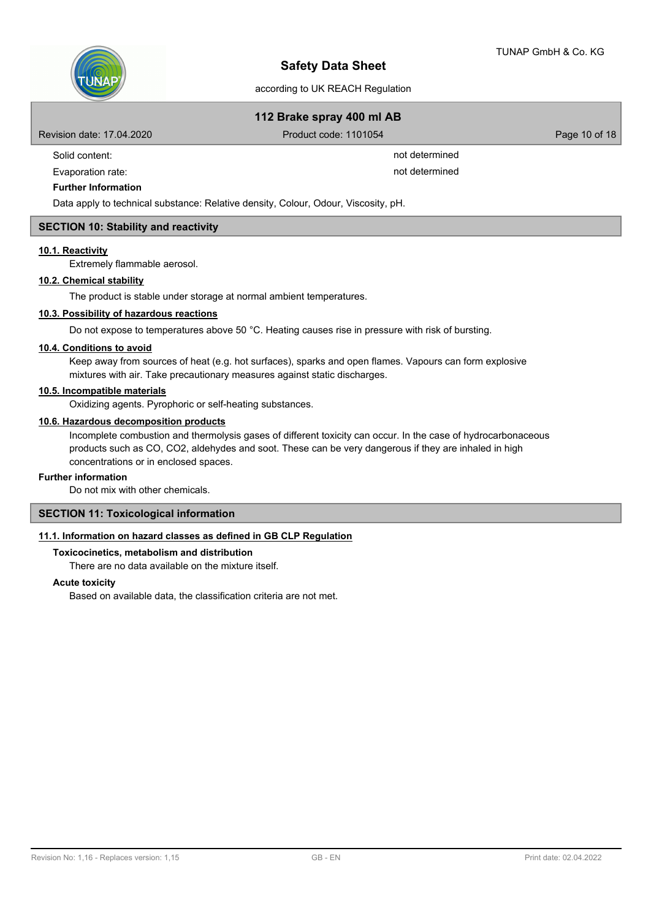| | |
|---|---|
| Solid content: | not determined |
| Evaporation rate: | not determined |

**Further Information**

Data apply to technical substance: Relative density, Colour, Odour, Viscosity, pH.

## SECTION 10: Stability and reactivity

### 10.1. Reactivity

Extremely flammable aerosol.

### 10.2. Chemical stability

The product is stable under storage at normal ambient temperatures.

### 10.3. Possibility of hazardous reactions

Do not expose to temperatures above 50 °C. Heating causes rise in pressure with risk of bursting.

### 10.4. Conditions to avoid

Keep away from sources of heat (e.g. hot surfaces), sparks and open flames. Vapours can form explosive mixtures with air. Take precautionary measures against static discharges.

### 10.5. Incompatible materials

Oxidizing agents. Pyrophoric or self-heating substances.

### 10.6. Hazardous decomposition products

Incomplete combustion and thermolysis gases of different toxicity can occur. In the case of hydrocarbonaceous products such as CO, $CO_2$, aldehydes and soot. These can be very dangerous if they are inhaled in high concentrations or in enclosed spaces.

**Further information**

Do not mix with other chemicals.

## SECTION 11: Toxicological information

### 11.1. Information on hazard classes as defined in GB CLP Regulation

**Toxicocinetics, metabolism and distribution**

There are no data available on the mixture itself.

**Acute toxicity**

Based on available data, the classification criteria are not met.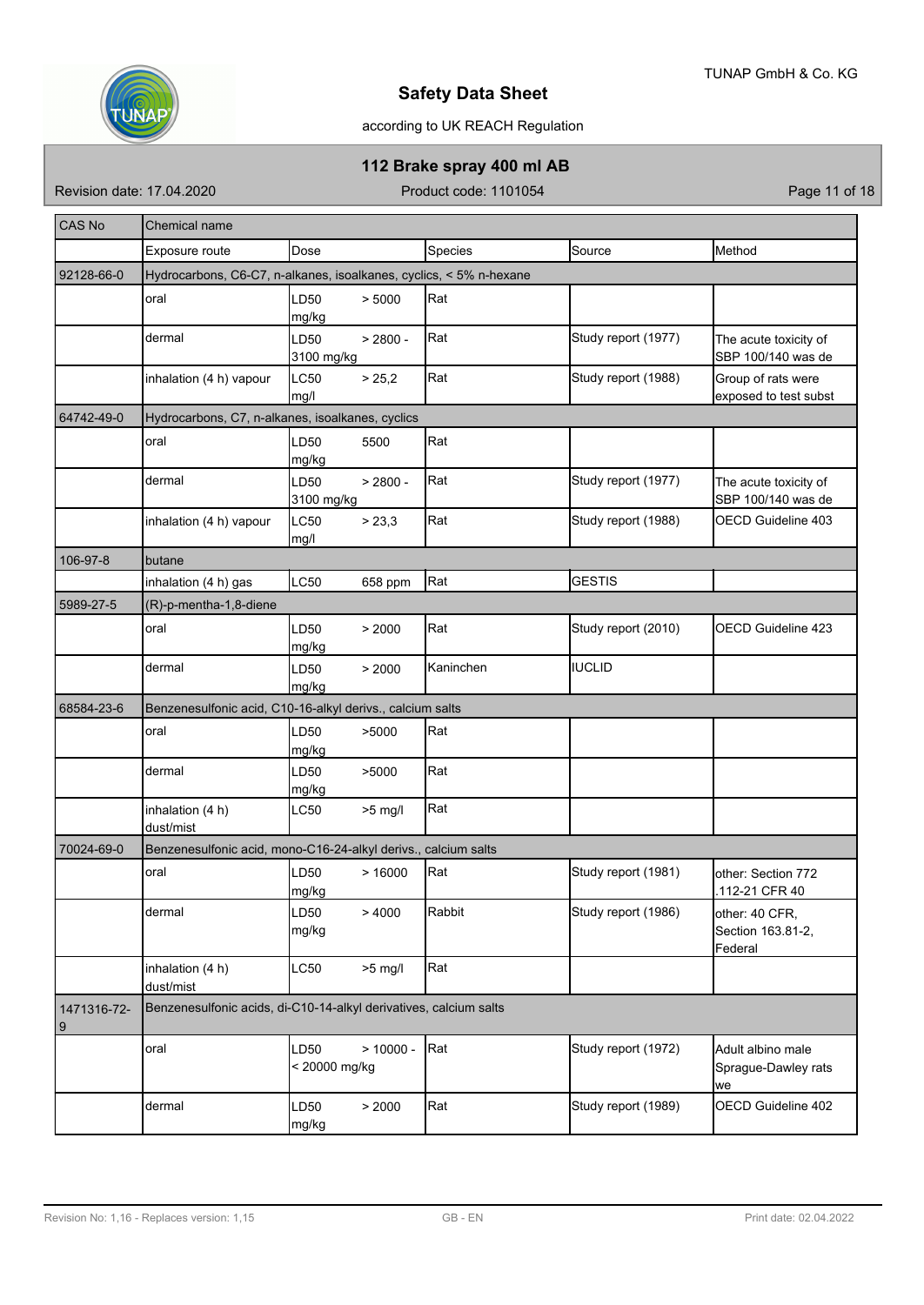| CAS No | Chemical name | | | | |
|---|---|---|---|---|---|
| | Exposure route | Dose | Species | Source | Method |
| 92128-66-0 | Hydrocarbons, C6-C7, n-alkanes, isoalkanes, cyclics, < 5% n-hexane | | | | |
| | oral | LD50 > 5000 mg/kg | Rat | | |
| | dermal | LD50 > 2800 - 3100 mg/kg | Rat | Study report (1977) | The acute toxicity of SBP 100/140 was de |
| | inhalation (4 h) vapour | LC50 > 25,2 mg/l | Rat | Study report (1988) | Group of rats were exposed to test subst |
| 64742-49-0 | Hydrocarbons, C7, n-alkanes, isoalkanes, cyclics | | | | |
| | oral | LD50 5500 mg/kg | Rat | | |
| | dermal | LD50 > 2800 - 3100 mg/kg | Rat | Study report (1977) | The acute toxicity of SBP 100/140 was de |
| | inhalation (4 h) vapour | LC50 > 23,3 mg/l | Rat | Study report (1988) | OECD Guideline 403 |
| 106-97-8 | butane | | | | |
| | inhalation (4 h) gas | LC50 658 ppm | Rat | GESTIS | |
| 5989-27-5 | (R)-p-mentha-1,8-diene | | | | |
| | oral | LD50 > 2000 mg/kg | Rat | Study report (2010) | OECD Guideline 423 |
| | dermal | LD50 > 2000 mg/kg | Kaninchen | IUCLID | |
| 68584-23-6 | Benzenesulfonic acid, C10-16-alkyl derivs., calcium salts | | | | |
| | oral | LD50 >5000 mg/kg | Rat | | |
| | dermal | LD50 >5000 mg/kg | Rat | | |
| | inhalation (4 h) dust/mist | LC50 >5 mg/l | Rat | | |
| 70024-69-0 | Benzenesulfonic acid, mono-C16-24-alkyl derivs., calcium salts | | | | |
| | oral | LD50 > 16000 mg/kg | Rat | Study report (1981) | other: Section 772 .112-21 CFR 40 |
| | dermal | LD50 > 4000 mg/kg | Rabbit | Study report (1986) | other: 40 CFR, Section 163.81-2, Federal |
| | inhalation (4 h) dust/mist | LC50 >5 mg/l | Rat | | |
| 1471316-72-9 | Benzenesulfonic acids, di-C10-14-alkyl derivatives, calcium salts | | | | |
| | oral | LD50 > 10000 - < 20000 mg/kg | Rat | Study report (1972) | Adult albino male Sprague-Dawley rats we |
| | dermal | LD50 > 2000 mg/kg | Rat | Study report (1989) | OECD Guideline 402 |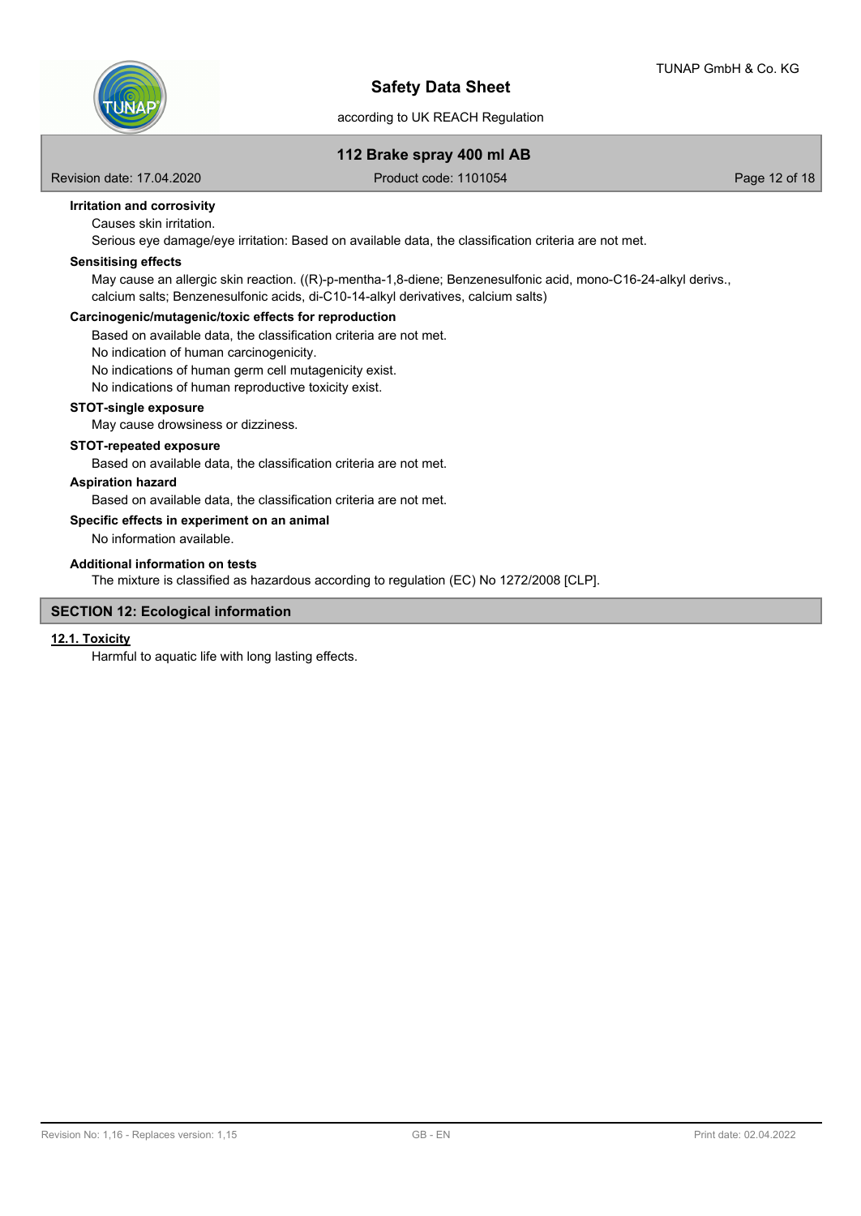**Irritation and corrosivity**

Causes skin irritation.

Serious eye damage/eye irritation: Based on available data, the classification criteria are not met.

**Sensitising effects**

May cause an allergic skin reaction. ((R)-p-mentha-1,8-diene; Benzenesulfonic acid, mono-C16-24-alkyl derivs., calcium salts; Benzenesulfonic acids, di-C10-14-alkyl derivatives, calcium salts)

**Carcinogenic/mutagenic/toxic effects for reproduction**

Based on available data, the classification criteria are not met.
No indication of human carcinogenicity.
No indications of human germ cell mutagenicity exist.
No indications of human reproductive toxicity exist.

**STOT-single exposure**

May cause drowsiness or dizziness.

**STOT-repeated exposure**

Based on available data, the classification criteria are not met.

**Aspiration hazard**

Based on available data, the classification criteria are not met.

**Specific effects in experiment on an animal**

No information available.

**Additional information on tests**

The mixture is classified as hazardous according to regulation (EC) No 1272/2008 [CLP].

## SECTION 12: Ecological information

### 12.1. Toxicity

Harmful to aquatic life with long lasting effects.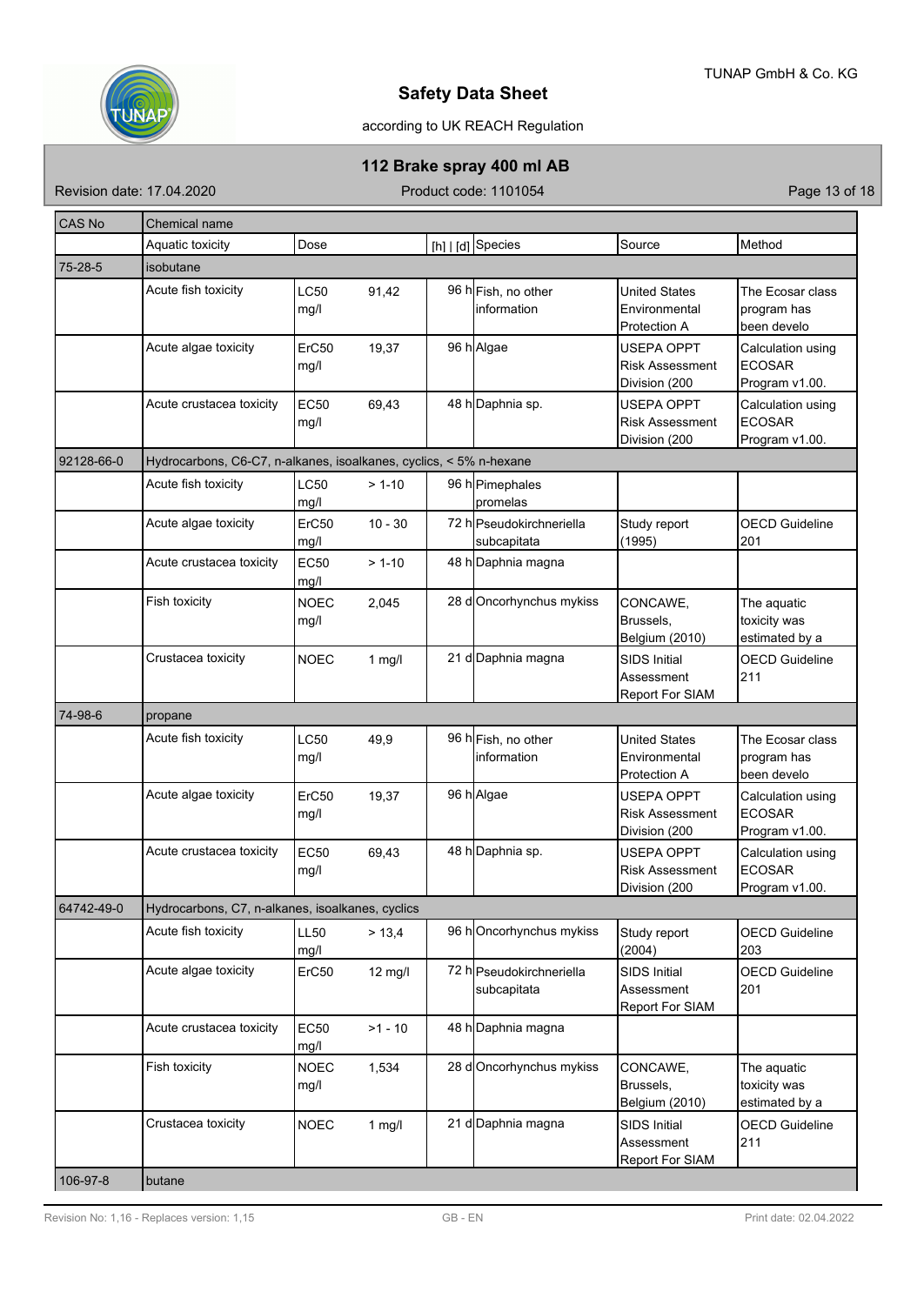| CAS No | Chemical name | | | | | | |
|---|---|---|---|---|---|---|---|
| | Aquatic toxicity | Dose | | [h] \| [d] | Species | Source | Method |
| 75-28-5 | isobutane | | | | | | |
| | Acute fish toxicity | LC50 mg/l | 91,42 | 96 h | Fish, no other information | United States Environmental Protection A | The Ecosar class program has been develo |
| | Acute algae toxicity | ErC50 mg/l | 19,37 | 96 h | Algae | USEPA OPPT Risk Assessment Division (200 | Calculation using ECOSAR Program v1.00. |
| | Acute crustacea toxicity | EC50 mg/l | 69,43 | 48 h | Daphnia sp. | USEPA OPPT Risk Assessment Division (200 | Calculation using ECOSAR Program v1.00. |
| 92128-66-0 | Hydrocarbons, C6-C7, n-alkanes, isoalkanes, cyclics, < 5% n-hexane | | | | | | |
| | Acute fish toxicity | LC50 mg/l | > 1-10 | 96 h | Pimephales promelas | | |
| | Acute algae toxicity | ErC50 mg/l | 10 - 30 | 72 h | Pseudokirchneriella subcapitata | Study report (1995) | OECD Guideline 201 |
| | Acute crustacea toxicity | EC50 mg/l | > 1-10 | 48 h | Daphnia magna | | |
| | Fish toxicity | NOEC mg/l | 2,045 | 28 d | Oncorhynchus mykiss | CONCAWE, Brussels, Belgium (2010) | The aquatic toxicity was estimated by a |
| | Crustacea toxicity | NOEC | 1 mg/l | 21 d | Daphnia magna | SIDS Initial Assessment Report For SIAM | OECD Guideline 211 |
| 74-98-6 | propane | | | | | | |
| | Acute fish toxicity | LC50 mg/l | 49,9 | 96 h | Fish, no other information | United States Environmental Protection A | The Ecosar class program has been develo |
| | Acute algae toxicity | ErC50 mg/l | 19,37 | 96 h | Algae | USEPA OPPT Risk Assessment Division (200 | Calculation using ECOSAR Program v1.00. |
| | Acute crustacea toxicity | EC50 mg/l | 69,43 | 48 h | Daphnia sp. | USEPA OPPT Risk Assessment Division (200 | Calculation using ECOSAR Program v1.00. |
| 64742-49-0 | Hydrocarbons, C7, n-alkanes, isoalkanes, cyclics | | | | | | |
| | Acute fish toxicity | LL50 mg/l | > 13,4 | 96 h | Oncorhynchus mykiss | Study report (2004) | OECD Guideline 203 |
| | Acute algae toxicity | ErC50 | 12 mg/l | 72 h | Pseudokirchneriella subcapitata | SIDS Initial Assessment Report For SIAM | OECD Guideline 201 |
| | Acute crustacea toxicity | EC50 mg/l | >1 - 10 | 48 h | Daphnia magna | | |
| | Fish toxicity | NOEC mg/l | 1,534 | 28 d | Oncorhynchus mykiss | CONCAWE, Brussels, Belgium (2010) | The aquatic toxicity was estimated by a |
| | Crustacea toxicity | NOEC | 1 mg/l | 21 d | Daphnia magna | SIDS Initial Assessment Report For SIAM | OECD Guideline 211 |
| 106-97-8 | butane | | | | | | |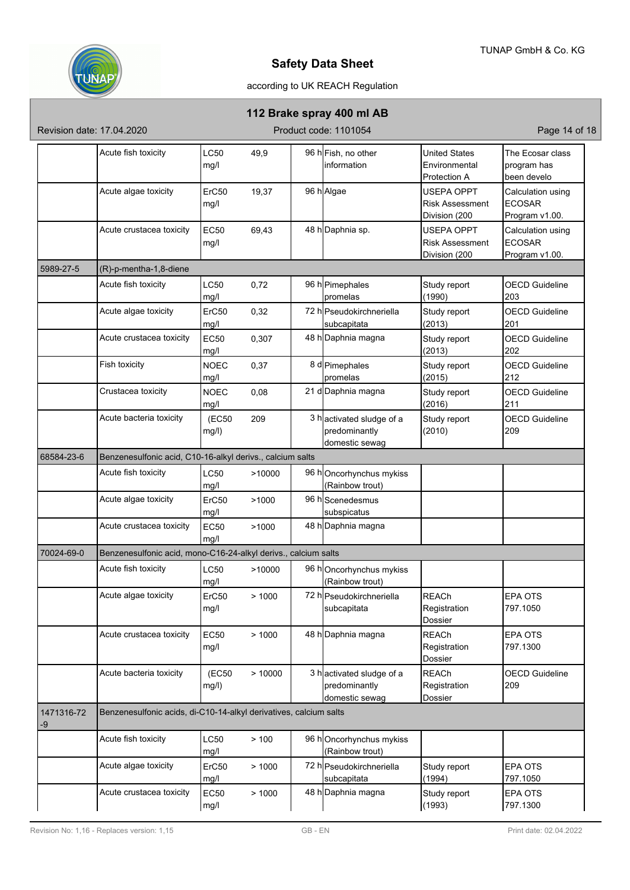| | | | | | | | |
|---|---|---|---|---|---|---|---|
| | Acute fish toxicity | LC50 mg/l | 49,9 | 96 h | Fish, no other information | United States Environmental Protection A | The Ecosar class program has been develo |
| | Acute algae toxicity | ErC50 mg/l | 19,37 | 96 h | Algae | USEPA OPPT Risk Assessment Division (200 | Calculation using ECOSAR Program v1.00. |
| | Acute crustacea toxicity | EC50 mg/l | 69,43 | 48 h | Daphnia sp. | USEPA OPPT Risk Assessment Division (200 | Calculation using ECOSAR Program v1.00. |
| 5989-27-5 | (R)-p-mentha-1,8-diene | | | | | | |
| | Acute fish toxicity | LC50 mg/l | 0,72 | 96 h | Pimephales promelas | Study report (1990) | OECD Guideline 203 |
| | Acute algae toxicity | ErC50 mg/l | 0,32 | 72 h | Pseudokirchneriella subcapitata | Study report (2013) | OECD Guideline 201 |
| | Acute crustacea toxicity | EC50 mg/l | 0,307 | 48 h | Daphnia magna | Study report (2013) | OECD Guideline 202 |
| | Fish toxicity | NOEC mg/l | 0,37 | 8 d | Pimephales promelas | Study report (2015) | OECD Guideline 212 |
| | Crustacea toxicity | NOEC mg/l | 0,08 | 21 d | Daphnia magna | Study report (2016) | OECD Guideline 211 |
| | Acute bacteria toxicity | (EC50 mg/l) | 209 | 3 h | activated sludge of a predominantly domestic sewag | Study report (2010) | OECD Guideline 209 |
| 68584-23-6 | Benzenesulfonic acid, C10-16-alkyl derivs., calcium salts | | | | | | |
| | Acute fish toxicity | LC50 mg/l | >10000 | 96 h | Oncorhynchus mykiss (Rainbow trout) | | |
| | Acute algae toxicity | ErC50 mg/l | >1000 | 96 h | Scenedesmus subspicatus | | |
| | Acute crustacea toxicity | EC50 mg/l | >1000 | 48 h | Daphnia magna | | |
| 70024-69-0 | Benzenesulfonic acid, mono-C16-24-alkyl derivs., calcium salts | | | | | | |
| | Acute fish toxicity | LC50 mg/l | >10000 | 96 h | Oncorhynchus mykiss (Rainbow trout) | | |
| | Acute algae toxicity | ErC50 mg/l | > 1000 | 72 h | Pseudokirchneriella subcapitata | REACh Registration Dossier | EPA OTS 797.1050 |
| | Acute crustacea toxicity | EC50 mg/l | > 1000 | 48 h | Daphnia magna | REACh Registration Dossier | EPA OTS 797.1300 |
| | Acute bacteria toxicity | (EC50 mg/l) | > 10000 | 3 h | activated sludge of a predominantly domestic sewag | REACh Registration Dossier | OECD Guideline 209 |
| 1471316-72-9 | Benzenesulfonic acids, di-C10-14-alkyl derivatives, calcium salts | | | | | | |
| | Acute fish toxicity | LC50 mg/l | > 100 | 96 h | Oncorhynchus mykiss (Rainbow trout) | | |
| | Acute algae toxicity | ErC50 mg/l | > 1000 | 72 h | Pseudokirchneriella subcapitata | Study report (1994) | EPA OTS 797.1050 |
| | Acute crustacea toxicity | EC50 mg/l | > 1000 | 48 h | Daphnia magna | Study report (1993) | EPA OTS 797.1300 |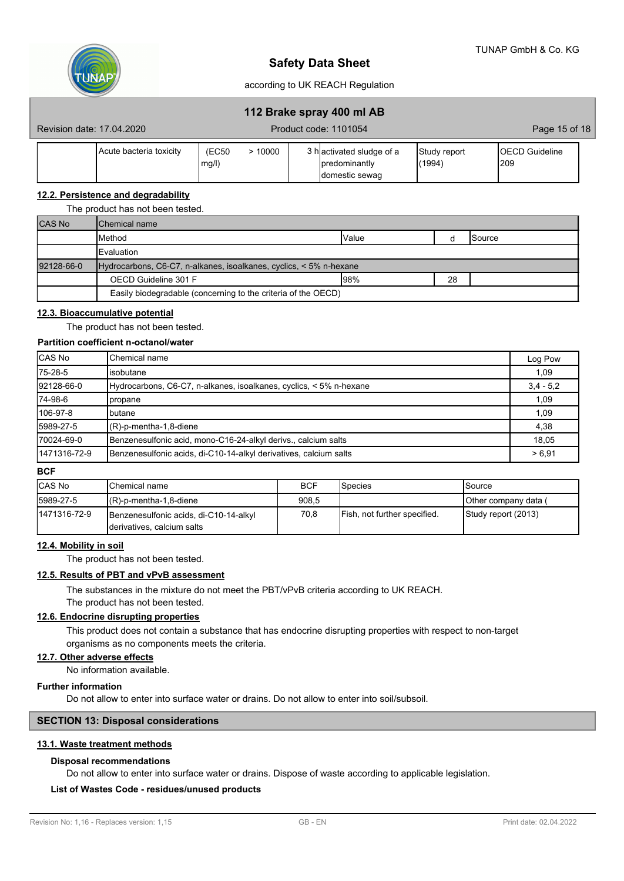| | Acute bacteria toxicity | (EC50 mg/l) | > 10000 | 3 h | activated sludge of a predominantly domestic sewag | Study report (1994) | OECD Guideline 209 |
|---|---|---|---|---|---|---|---|

### 12.2. Persistence and degradability

The product has not been tested.

| CAS No | Chemical name | | | |
|---|---|---|---|---|
| | Method | Value | d | Source |
| | Evaluation | | | |
| 92128-66-0 | Hydrocarbons, C6-C7, n-alkanes, isoalkanes, cyclics, < 5% n-hexane | | | |
| | OECD Guideline 301 F | 98% | 28 | |
| | Easily biodegradable (concerning to the criteria of the OECD) | | | |

### 12.3. Bioaccumulative potential

The product has not been tested.

**Partition coefficient n-octanol/water**

| CAS No | Chemical name | Log Pow |
|---|---|---|
| 75-28-5 | isobutane | 1,09 |
| 92128-66-0 | Hydrocarbons, C6-C7, n-alkanes, isoalkanes, cyclics, < 5% n-hexane | 3,4 - 5,2 |
| 74-98-6 | propane | 1,09 |
| 106-97-8 | butane | 1,09 |
| 5989-27-5 | (R)-p-mentha-1,8-diene | 4,38 |
| 70024-69-0 | Benzenesulfonic acid, mono-C16-24-alkyl derivs., calcium salts | 18,05 |
| 1471316-72-9 | Benzenesulfonic acids, di-C10-14-alkyl derivatives, calcium salts | > 6,91 |

**BCF**

| CAS No | Chemical name | BCF | Species | Source |
|---|---|---|---|---|
| 5989-27-5 | (R)-p-mentha-1,8-diene | 908,5 | | Other company data ( |
| 1471316-72-9 | Benzenesulfonic acids, di-C10-14-alkyl derivatives, calcium salts | 70,8 | Fish, not further specified. | Study report (2013) |

### 12.4. Mobility in soil

The product has not been tested.

### 12.5. Results of PBT and vPvB assessment

The substances in the mixture do not meet the PBT/vPvB criteria according to UK REACH.
The product has not been tested.

### 12.6. Endocrine disrupting properties

This product does not contain a substance that has endocrine disrupting properties with respect to non-target organisms as no components meets the criteria.

### 12.7. Other adverse effects

No information available.

**Further information**

Do not allow to enter into surface water or drains. Do not allow to enter into soil/subsoil.

## SECTION 13: Disposal considerations

### 13.1. Waste treatment methods

**Disposal recommendations**

Do not allow to enter into surface water or drains. Dispose of waste according to applicable legislation.

**List of Wastes Code - residues/unused products**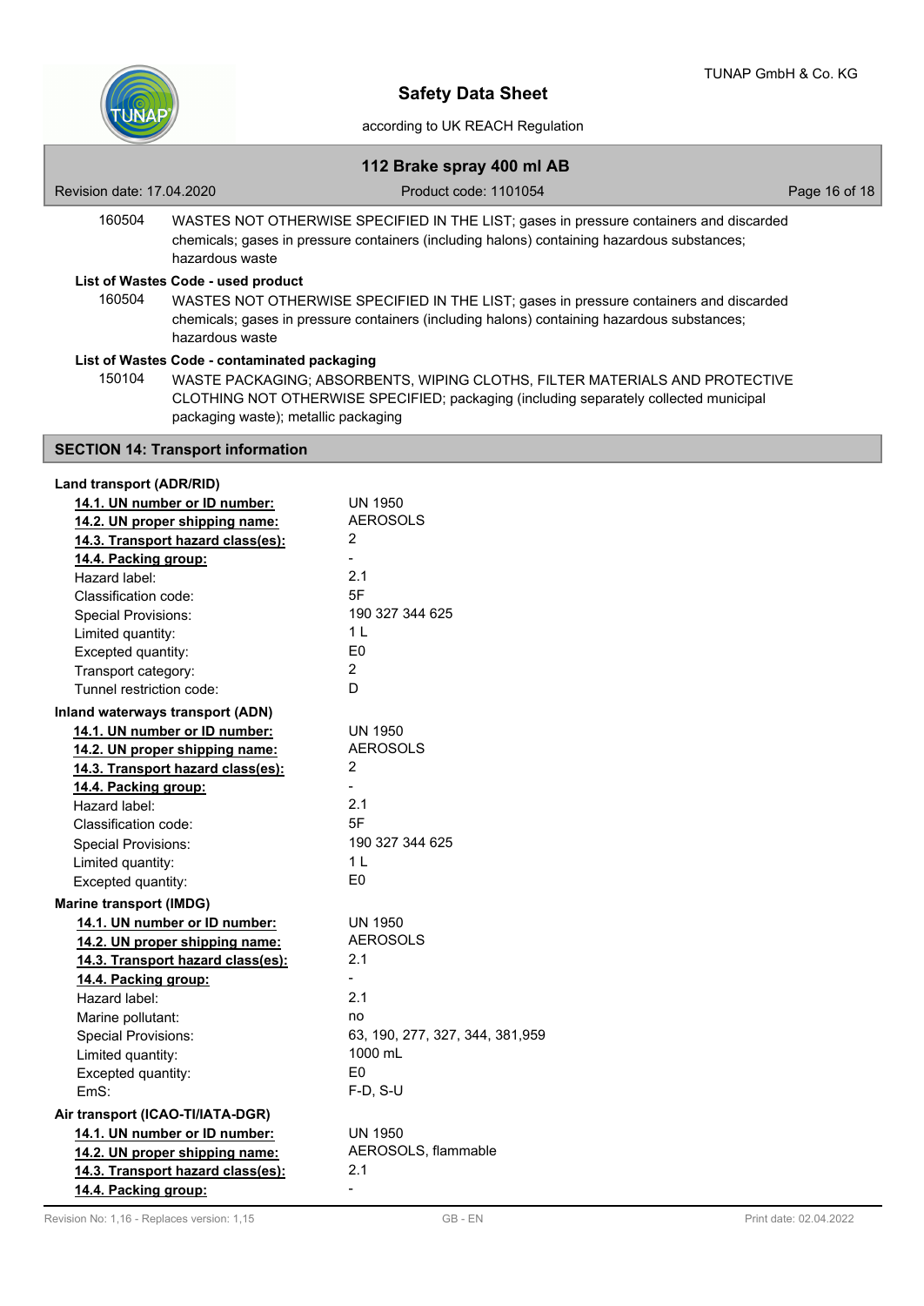160504 WASTES NOT OTHERWISE SPECIFIED IN THE LIST; gases in pressure containers and discarded chemicals; gases in pressure containers (including halons) containing hazardous substances; hazardous waste

**List of Wastes Code - used product**

160504 WASTES NOT OTHERWISE SPECIFIED IN THE LIST; gases in pressure containers and discarded chemicals; gases in pressure containers (including halons) containing hazardous substances; hazardous waste

**List of Wastes Code - contaminated packaging**

150104 WASTE PACKAGING; ABSORBENTS, WIPING CLOTHS, FILTER MATERIALS AND PROTECTIVE CLOTHING NOT OTHERWISE SPECIFIED; packaging (including separately collected municipal packaging waste); metallic packaging

## SECTION 14: Transport information

**Land transport (ADR/RID)**

| | |
|---|---|
| **14.1. UN number or ID number:** | UN 1950 |
| **14.2. UN proper shipping name:** | AEROSOLS |
| **14.3. Transport hazard class(es):** | 2 |
| **14.4. Packing group:** | - |
| Hazard label: | 2.1 |
| Classification code: | 5F |
| Special Provisions: | 190 327 344 625 |
| Limited quantity: | 1 L |
| Excepted quantity: | E0 |
| Transport category: | 2 |
| Tunnel restriction code: | D |

**Inland waterways transport (ADN)**

| | |
|---|---|
| **14.1. UN number or ID number:** | UN 1950 |
| **14.2. UN proper shipping name:** | AEROSOLS |
| **14.3. Transport hazard class(es):** | 2 |
| **14.4. Packing group:** | - |
| Hazard label: | 2.1 |
| Classification code: | 5F |
| Special Provisions: | 190 327 344 625 |
| Limited quantity: | 1 L |
| Excepted quantity: | E0 |

**Marine transport (IMDG)**

| | |
|---|---|
| **14.1. UN number or ID number:** | UN 1950 |
| **14.2. UN proper shipping name:** | AEROSOLS |
| **14.3. Transport hazard class(es):** | 2.1 |
| **14.4. Packing group:** | - |
| Hazard label: | 2.1 |
| Marine pollutant: | no |
| Special Provisions: | 63, 190, 277, 327, 344, 381,959 |
| Limited quantity: | 1000 mL |
| Excepted quantity: | E0 |
| EmS: | F-D, S-U |

**Air transport (ICAO-TI/IATA-DGR)**

| | |
|---|---|
| **14.1. UN number or ID number:** | UN 1950 |
| **14.2. UN proper shipping name:** | AEROSOLS, flammable |
| **14.3. Transport hazard class(es):** | 2.1 |
| **14.4. Packing group:** | - |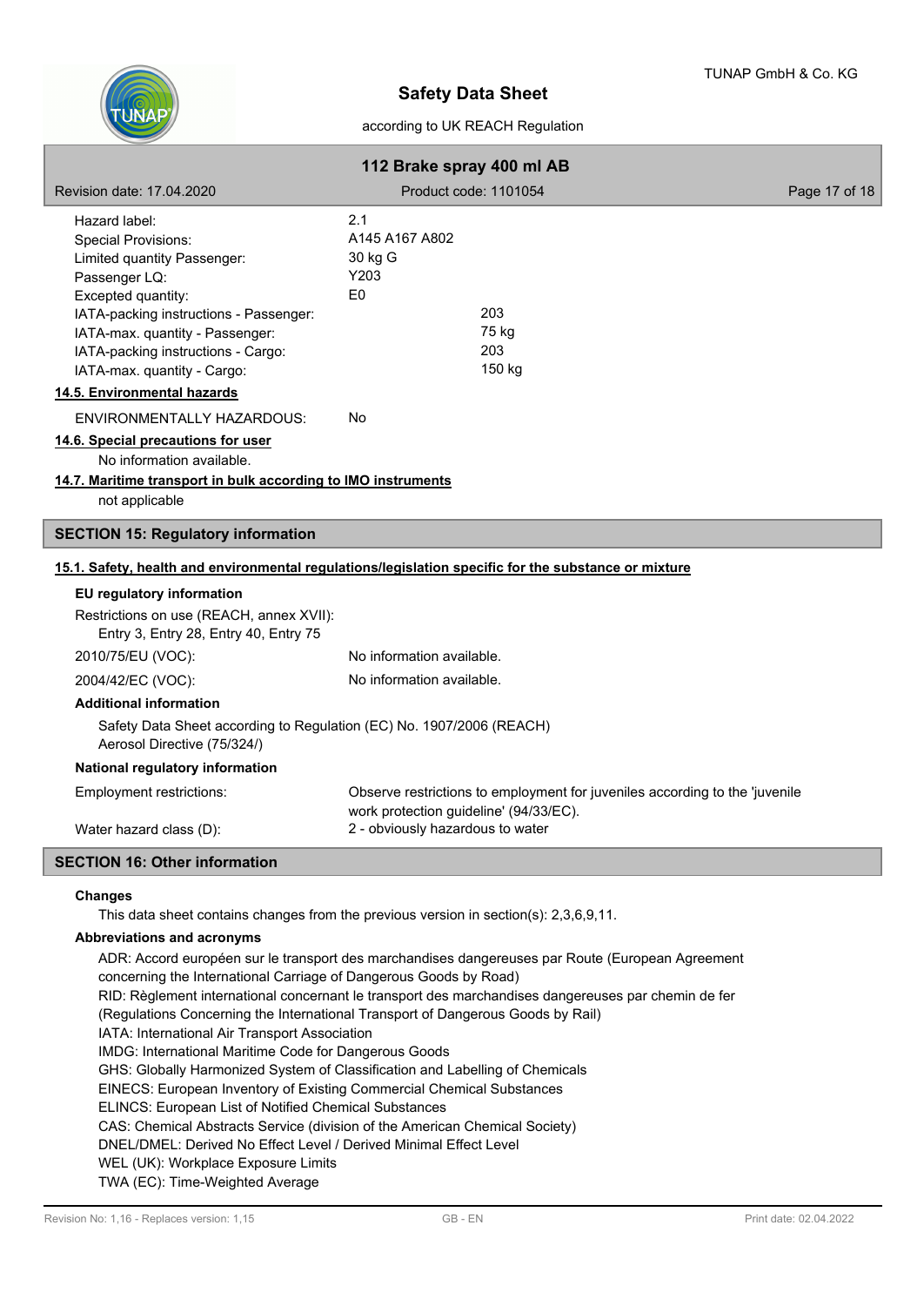| | | |
|---|---|---|
| Hazard label: | 2.1 | |
| Special Provisions: | A145 A167 A802 | |
| Limited quantity Passenger: | 30 kg G | |
| Passenger LQ: | Y203 | |
| Excepted quantity: | E0 | |
| IATA-packing instructions - Passenger: | | 203 |
| IATA-max. quantity - Passenger: | | 75 kg |
| IATA-packing instructions - Cargo: | | 203 |
| IATA-max. quantity - Cargo: | | 150 kg |

### 14.5. Environmental hazards

ENVIRONMENTALLY HAZARDOUS: No

### 14.6. Special precautions for user

No information available.

### 14.7. Maritime transport in bulk according to IMO instruments

not applicable

## SECTION 15: Regulatory information

### 15.1. Safety, health and environmental regulations/legislation specific for the substance or mixture

**EU regulatory information**

Restrictions on use (REACH, annex XVII):
Entry 3, Entry 28, Entry 40, Entry 75

2010/75/EU (VOC): No information available.

2004/42/EC (VOC): No information available.

**Additional information**

Safety Data Sheet according to Regulation (EC) No. 1907/2006 (REACH)
Aerosol Directive (75/324/)

**National regulatory information**

Employment restrictions: Observe restrictions to employment for juveniles according to the 'juvenile work protection guideline' (94/33/EC).

Water hazard class (D): 2 - obviously hazardous to water

## SECTION 16: Other information

**Changes**

This data sheet contains changes from the previous version in section(s): 2,3,6,9,11.

**Abbreviations and acronyms**

ADR: Accord européen sur le transport des marchandises dangereuses par Route (European Agreement concerning the International Carriage of Dangerous Goods by Road)
RID: Règlement international concernant le transport des marchandises dangereuses par chemin de fer (Regulations Concerning the International Transport of Dangerous Goods by Rail)
IATA: International Air Transport Association
IMDG: International Maritime Code for Dangerous Goods
GHS: Globally Harmonized System of Classification and Labelling of Chemicals
EINECS: European Inventory of Existing Commercial Chemical Substances
ELINCS: European List of Notified Chemical Substances
CAS: Chemical Abstracts Service (division of the American Chemical Society)
DNEL/DMEL: Derived No Effect Level / Derived Minimal Effect Level
WEL (UK): Workplace Exposure Limits
TWA (EC): Time-Weighted Average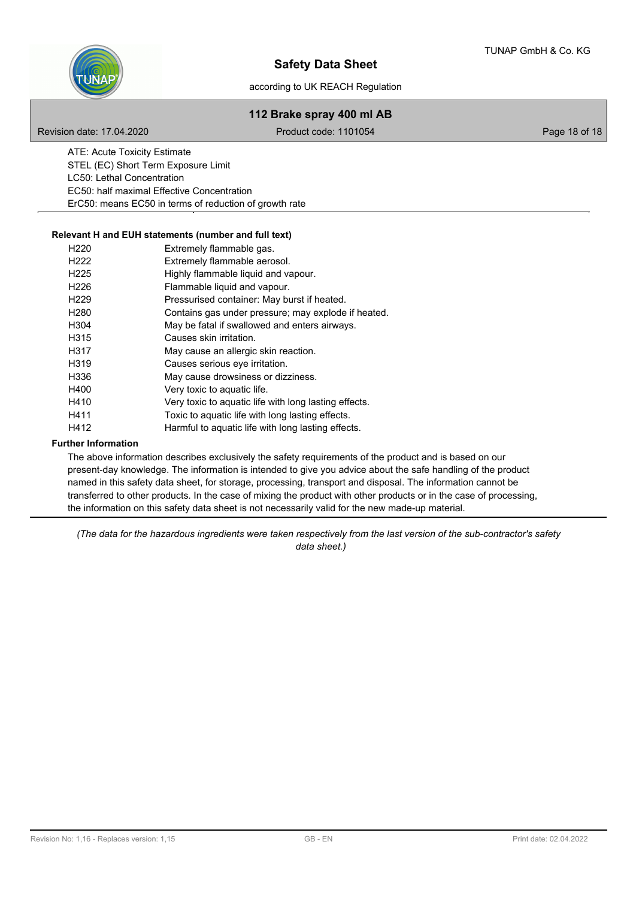ATE: Acute Toxicity Estimate
STEL (EC) Short Term Exposure Limit
LC50: Lethal Concentration
EC50: half maximal Effective Concentration
ErC50: means EC50 in terms of reduction of growth rate

---

**Relevant H and EUH statements (number and full text)**

| | |
|---|---|
| H220 | Extremely flammable gas. |
| H222 | Extremely flammable aerosol. |
| H225 | Highly flammable liquid and vapour. |
| H226 | Flammable liquid and vapour. |
| H229 | Pressurised container: May burst if heated. |
| H280 | Contains gas under pressure; may explode if heated. |
| H304 | May be fatal if swallowed and enters airways. |
| H315 | Causes skin irritation. |
| H317 | May cause an allergic skin reaction. |
| H319 | Causes serious eye irritation. |
| H336 | May cause drowsiness or dizziness. |
| H400 | Very toxic to aquatic life. |
| H410 | Very toxic to aquatic life with long lasting effects. |
| H411 | Toxic to aquatic life with long lasting effects. |
| H412 | Harmful to aquatic life with long lasting effects. |

**Further Information**

The above information describes exclusively the safety requirements of the product and is based on our present-day knowledge. The information is intended to give you advice about the safe handling of the product named in this safety data sheet, for storage, processing, transport and disposal. The information cannot be transferred to other products. In the case of mixing the product with other products or in the case of processing, the information on this safety data sheet is not necessarily valid for the new made-up material.

---

*(The data for the hazardous ingredients were taken respectively from the last version of the sub-contractor's safety data sheet.)*